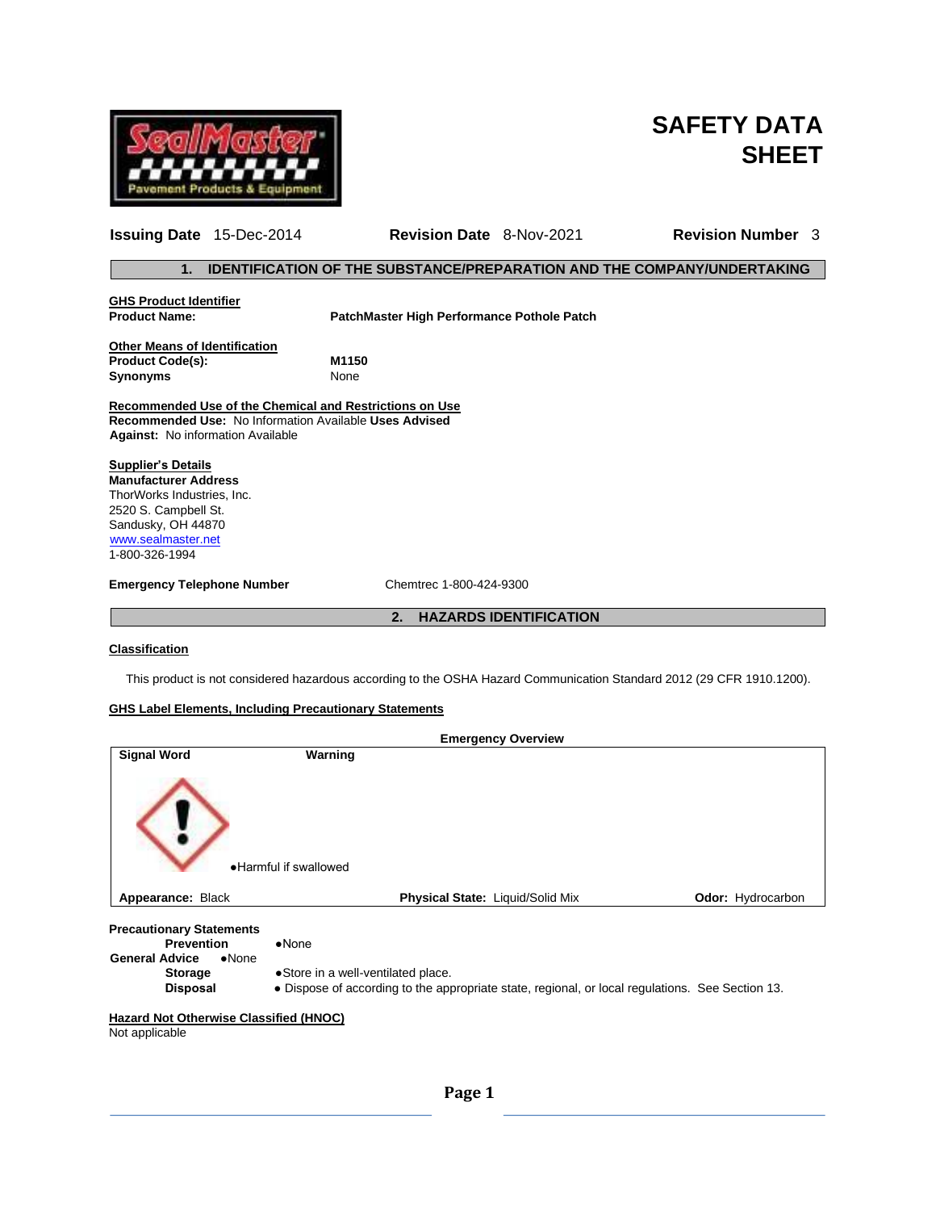# SAFETY DATA SHEET

**Issuing Date** 15-Dec-2014 **Revision Date** 8-Nov-2021 **Revision Number** 3

## 1. IDENTIFICATION OF THE SUBSTANCE/PREPARATION AND THE COMPANY/UNDERTAKING

**GHS Product Identifier**
**Product Name:** **PatchMaster High Performance Pothole Patch**

**Other Means of Identification**
**Product Code(s):** **M1150**
**Synonyms** None

**Recommended Use of the Chemical and Restrictions on Use**
**Recommended Use:** No Information Available **Uses Advised Against:** No information Available

**Supplier's Details**
**Manufacturer Address**
ThorWorks Industries, Inc.
2520 S. Campbell St.
Sandusky, OH 44870
www.sealmaster.net
1-800-326-1994

**Emergency Telephone Number** Chemtrec 1-800-424-9300

## 2. HAZARDS IDENTIFICATION

**Classification**

This product is not considered hazardous according to the OSHA Hazard Communication Standard 2012 (29 CFR 1910.1200).

**GHS Label Elements, Including Precautionary Statements**

**Emergency Overview**

**Signal Word** **Warning**

●Harmful if swallowed

**Appearance:** Black **Physical State:** Liquid/Solid Mix **Odor:** Hydrocarbon

**Precautionary Statements**
**Prevention** ●None
**General Advice** ●None
**Storage** ●Store in a well-ventilated place.
**Disposal** ● Dispose of according to the appropriate state, regional, or local regulations. See Section 13.

**Hazard Not Otherwise Classified (HNOC)**
Not applicable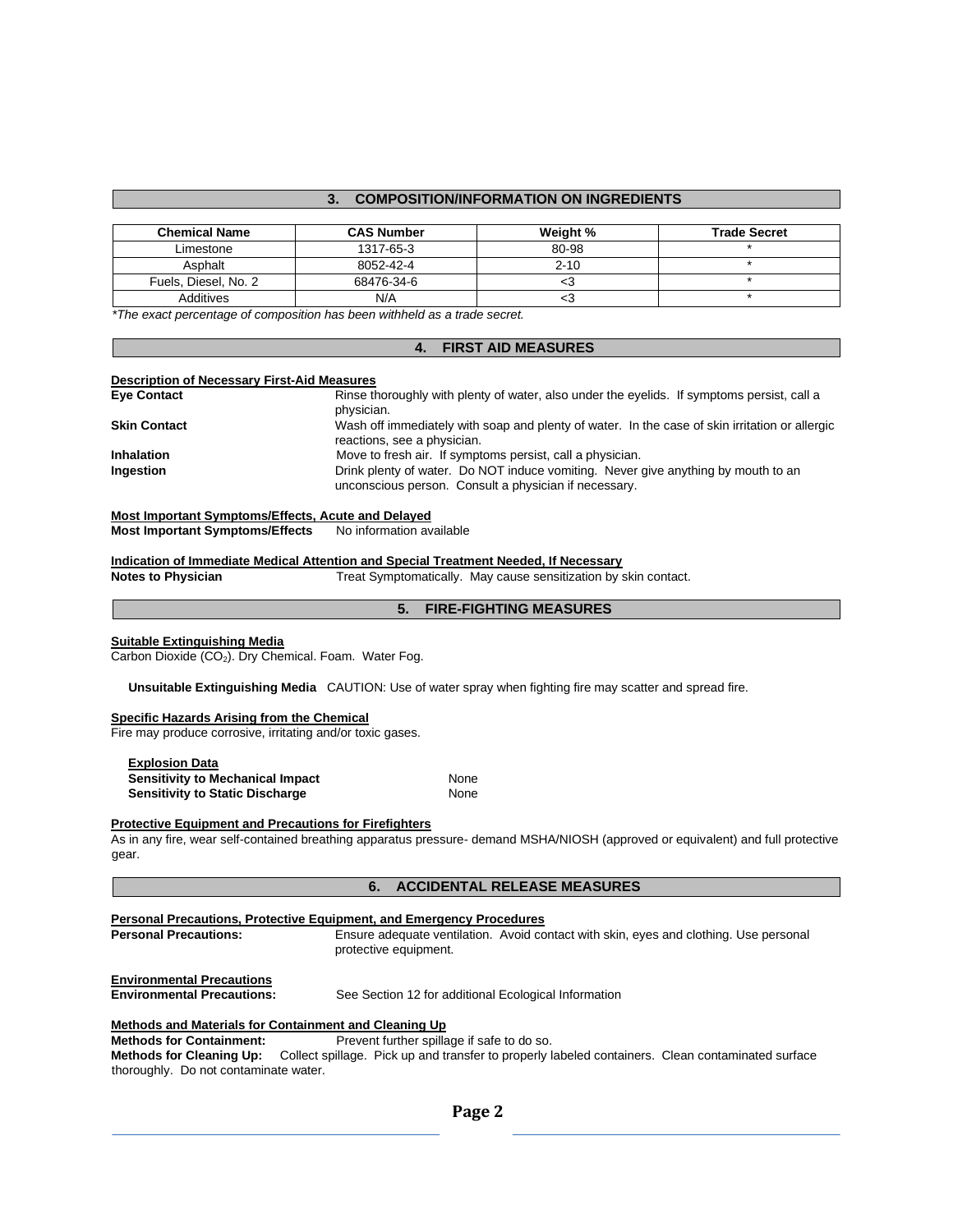## 3. COMPOSITION/INFORMATION ON INGREDIENTS

| Chemical Name | CAS Number | Weight % | Trade Secret |
|---|---|---|---|
| Limestone | 1317-65-3 | 80-98 | * |
| Asphalt | 8052-42-4 | 2-10 | * |
| Fuels, Diesel, No. 2 | 68476-34-6 | <3 | * |
| Additives | N/A | <3 | * |

*\*The exact percentage of composition has been withheld as a trade secret.*

## 4. FIRST AID MEASURES

**Description of Necessary First-Aid Measures**

**Eye Contact** Rinse thoroughly with plenty of water, also under the eyelids. If symptoms persist, call a physician.

**Skin Contact** Wash off immediately with soap and plenty of water. In the case of skin irritation or allergic reactions, see a physician.

**Inhalation** Move to fresh air. If symptoms persist, call a physician.

**Ingestion** Drink plenty of water. Do NOT induce vomiting. Never give anything by mouth to an unconscious person. Consult a physician if necessary.

**Most Important Symptoms/Effects, Acute and Delayed**

**Most Important Symptoms/Effects** No information available

**Indication of Immediate Medical Attention and Special Treatment Needed, If Necessary**

**Notes to Physician** Treat Symptomatically. May cause sensitization by skin contact.

## 5. FIRE-FIGHTING MEASURES

**Suitable Extinguishing Media**

Carbon Dioxide ($CO_2$). Dry Chemical. Foam. Water Fog.

**Unsuitable Extinguishing Media** CAUTION: Use of water spray when fighting fire may scatter and spread fire.

**Specific Hazards Arising from the Chemical**

Fire may produce corrosive, irritating and/or toxic gases.

**Explosion Data**

**Sensitivity to Mechanical Impact** None

**Sensitivity to Static Discharge** None

**Protective Equipment and Precautions for Firefighters**

As in any fire, wear self-contained breathing apparatus pressure- demand MSHA/NIOSH (approved or equivalent) and full protective gear.

## 6. ACCIDENTAL RELEASE MEASURES

**Personal Precautions, Protective Equipment, and Emergency Procedures**

**Personal Precautions:** Ensure adequate ventilation. Avoid contact with skin, eyes and clothing. Use personal protective equipment.

**Environmental Precautions**

**Environmental Precautions:** See Section 12 for additional Ecological Information

**Methods and Materials for Containment and Cleaning Up**

**Methods for Containment:** Prevent further spillage if safe to do so.

**Methods for Cleaning Up:** Collect spillage. Pick up and transfer to properly labeled containers. Clean contaminated surface thoroughly. Do not contaminate water.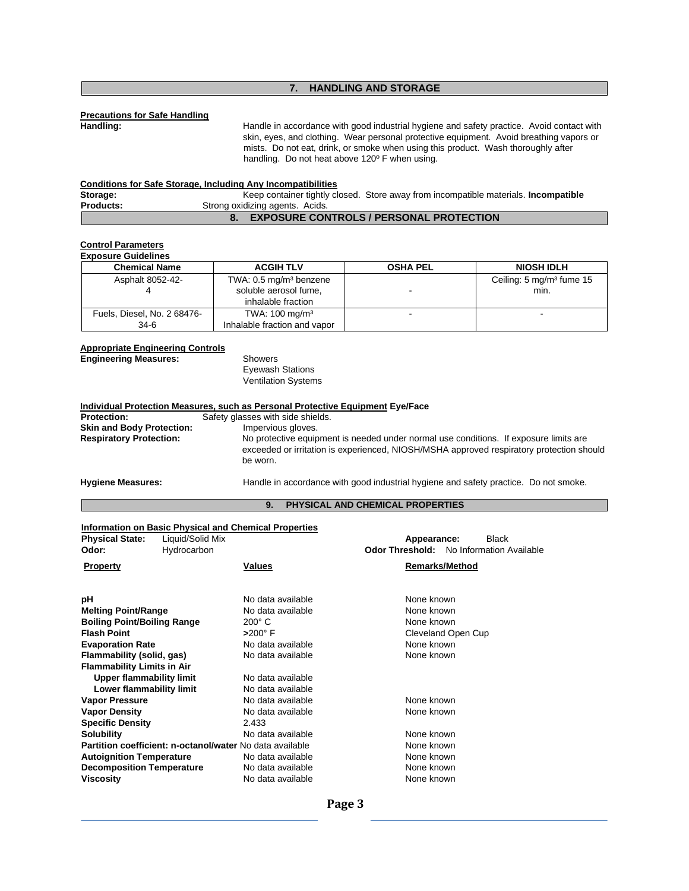## 7. HANDLING AND STORAGE

**Precautions for Safe Handling**

**Handling:** Handle in accordance with good industrial hygiene and safety practice. Avoid contact with skin, eyes, and clothing. Wear personal protective equipment. Avoid breathing vapors or mists. Do not eat, drink, or smoke when using this product. Wash thoroughly after handling. Do not heat above 120º F when using.

**Conditions for Safe Storage, Including Any Incompatibilities**

**Storage:** Keep container tightly closed. Store away from incompatible materials. **Incompatible Products:** Strong oxidizing agents. Acids.

## 8. EXPOSURE CONTROLS / PERSONAL PROTECTION

**Control Parameters**

**Exposure Guidelines**

| Chemical Name | ACGIH TLV | OSHA PEL | NIOSH IDLH |
|---|---|---|---|
| Asphalt 8052-42-4 | TWA: 0.5 mg/m³ benzene soluble aerosol fume, inhalable fraction | - | Ceiling: 5 mg/m³ fume 15 min. |
| Fuels, Diesel, No. 2 68476-34-6 | TWA: 100 mg/m³ Inhalable fraction and vapor | - | - |

**Appropriate Engineering Controls**

**Engineering Measures:**
Showers
Eyewash Stations
Ventilation Systems

**Individual Protection Measures, such as Personal Protective Equipment Eye/Face Protection:** Safety glasses with side shields.

**Skin and Body Protection:** Impervious gloves.

**Respiratory Protection:** No protective equipment is needed under normal use conditions. If exposure limits are exceeded or irritation is experienced, NIOSH/MSHA approved respiratory protection should be worn.

**Hygiene Measures:** Handle in accordance with good industrial hygiene and safety practice. Do not smoke.

## 9. PHYSICAL AND CHEMICAL PROPERTIES

**Information on Basic Physical and Chemical Properties**

**Physical State:** Liquid/Solid Mix
**Odor:** Hydrocarbon
**Appearance:** Black
**Odor Threshold:** No Information Available

| Property | Values | Remarks/Method |
|---|---|---|
| **pH** | No data available | None known |
| **Melting Point/Range** | No data available | None known |
| **Boiling Point/Boiling Range** | 200° C | None known |
| **Flash Point** | **>**200° F | Cleveland Open Cup |
| **Evaporation Rate** | No data available | None known |
| **Flammability (solid, gas)** | No data available | None known |
| **Flammability Limits in Air** | | |
| **Upper flammability limit** | No data available | |
| **Lower flammability limit** | No data available | |
| **Vapor Pressure** | No data available | None known |
| **Vapor Density** | No data available | None known |
| **Specific Density** | 2.433 | |
| **Solubility** | No data available | None known |
| **Partition coefficient: n-octanol/water** | No data available | None known |
| **Autoignition Temperature** | No data available | None known |
| **Decomposition Temperature** | No data available | None known |
| **Viscosity** | No data available | None known |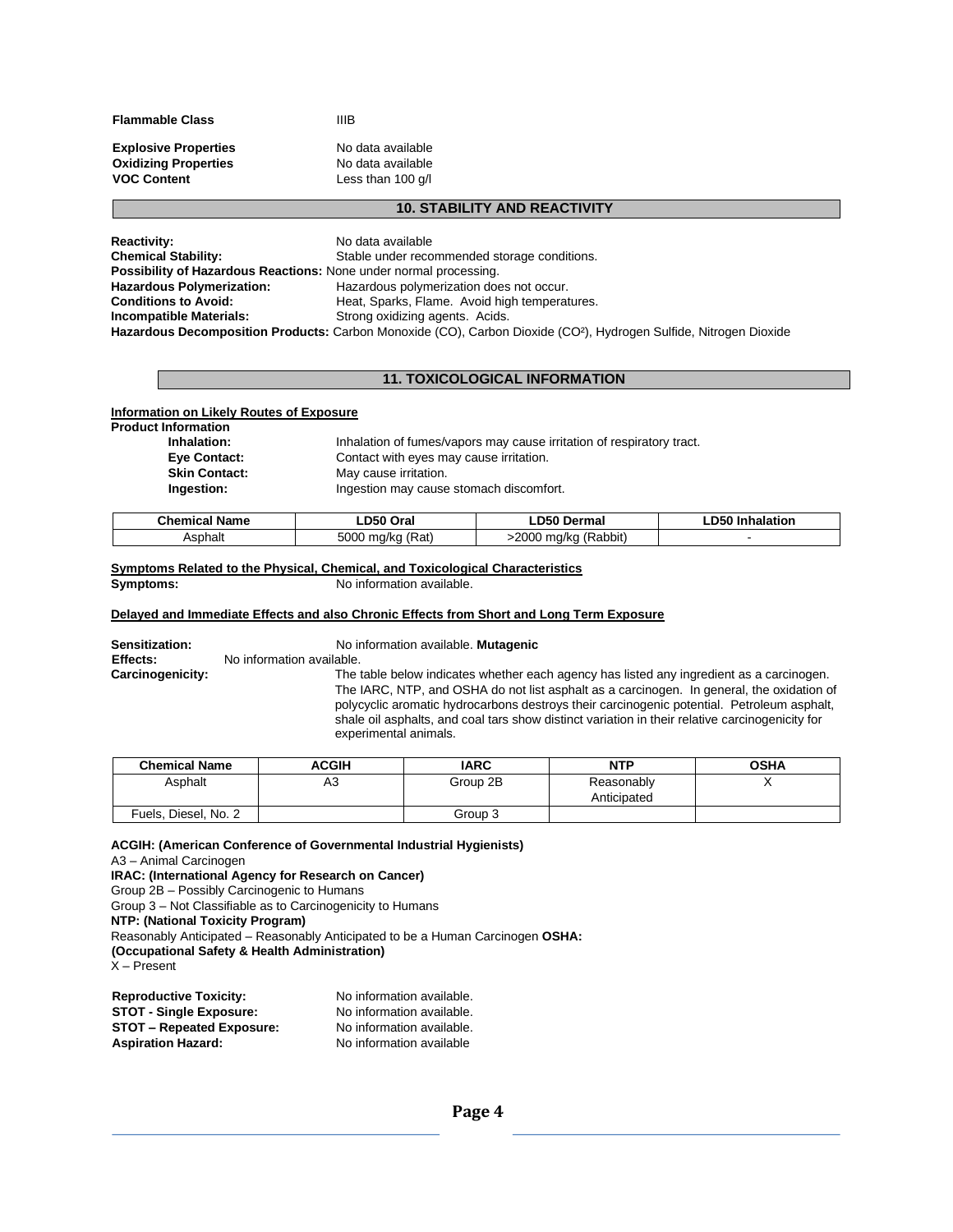**Flammable Class** IIIB

**Explosive Properties** No data available
**Oxidizing Properties** No data available
**VOC Content** Less than 100 g/l

## 10. STABILITY AND REACTIVITY

**Reactivity:** No data available
**Chemical Stability:** Stable under recommended storage conditions.
**Possibility of Hazardous Reactions:** None under normal processing.
**Hazardous Polymerization:** Hazardous polymerization does not occur.
**Conditions to Avoid:** Heat, Sparks, Flame. Avoid high temperatures.
**Incompatible Materials:** Strong oxidizing agents. Acids.
**Hazardous Decomposition Products:** Carbon Monoxide (CO), Carbon Dioxide ($CO^2$), Hydrogen Sulfide, Nitrogen Dioxide

## 11. TOXICOLOGICAL INFORMATION

**Information on Likely Routes of Exposure**

**Product Information**

**Inhalation:** Inhalation of fumes/vapors may cause irritation of respiratory tract.
**Eye Contact:** Contact with eyes may cause irritation.
**Skin Contact:** May cause irritation.
**Ingestion:** Ingestion may cause stomach discomfort.

| Chemical Name | LD50 Oral | LD50 Dermal | LD50 Inhalation |
|---|---|---|---|
| Asphalt | 5000 mg/kg (Rat) | >2000 mg/kg (Rabbit) | - |

**Symptoms Related to the Physical, Chemical, and Toxicological Characteristics**

**Symptoms:** No information available.

**Delayed and Immediate Effects and also Chronic Effects from Short and Long Term Exposure**

**Sensitization:** No information available. **Mutagenic Effects:** No information available.

**Carcinogenicity:** The table below indicates whether each agency has listed any ingredient as a carcinogen. The IARC, NTP, and OSHA do not list asphalt as a carcinogen. In general, the oxidation of polycyclic aromatic hydrocarbons destroys their carcinogenic potential. Petroleum asphalt, shale oil asphalts, and coal tars show distinct variation in their relative carcinogenicity for experimental animals.

| Chemical Name | ACGIH | IARC | NTP | OSHA |
|---|---|---|---|---|
| Asphalt | A3 | Group 2B | Reasonably Anticipated | X |
| Fuels, Diesel, No. 2 | | Group 3 | | |

**ACGIH: (American Conference of Governmental Industrial Hygienists)**
A3 – Animal Carcinogen
**IRAC: (International Agency for Research on Cancer)**
Group 2B – Possibly Carcinogenic to Humans
Group 3 – Not Classifiable as to Carcinogenicity to Humans
**NTP: (National Toxicity Program)**
Reasonably Anticipated – Reasonably Anticipated to be a Human Carcinogen **OSHA: (Occupational Safety & Health Administration)**
X – Present

**Reproductive Toxicity:** No information available.
**STOT - Single Exposure:** No information available.
**STOT – Repeated Exposure:** No information available.
**Aspiration Hazard:** No information available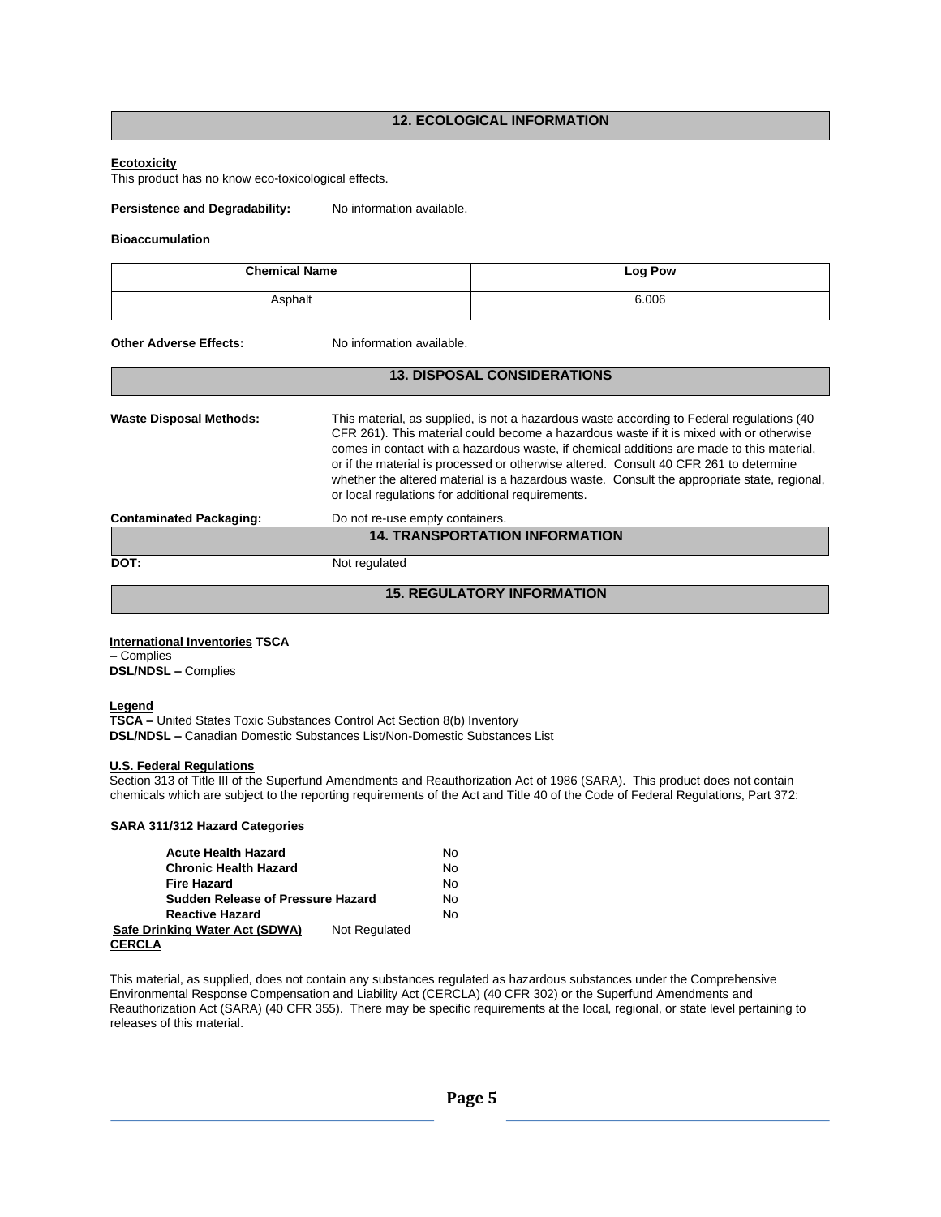## 12. ECOLOGICAL INFORMATION

**Ecotoxicity**

This product has no know eco-toxicological effects.

**Persistence and Degradability:** No information available.

**Bioaccumulation**

| Chemical Name | Log Pow |
|---|---|
| Asphalt | 6.006 |

**Other Adverse Effects:** No information available.

## 13. DISPOSAL CONSIDERATIONS

**Waste Disposal Methods:** This material, as supplied, is not a hazardous waste according to Federal regulations (40 CFR 261). This material could become a hazardous waste if it is mixed with or otherwise comes in contact with a hazardous waste, if chemical additions are made to this material, or if the material is processed or otherwise altered. Consult 40 CFR 261 to determine whether the altered material is a hazardous waste. Consult the appropriate state, regional, or local regulations for additional requirements.

**Contaminated Packaging:** Do not re-use empty containers.

## 14. TRANSPORTATION INFORMATION

**DOT:** Not regulated

## 15. REGULATORY INFORMATION

**International Inventories TSCA – Complies**

**DSL/NDSL –** Complies

**Legend**

**TSCA –** United States Toxic Substances Control Act Section 8(b) Inventory

**DSL/NDSL –** Canadian Domestic Substances List/Non-Domestic Substances List

**U.S. Federal Regulations**

Section 313 of Title III of the Superfund Amendments and Reauthorization Act of 1986 (SARA). This product does not contain chemicals which are subject to the reporting requirements of the Act and Title 40 of the Code of Federal Regulations, Part 372:

**SARA 311/312 Hazard Categories**

| | |
|---|---|
| **Acute Health Hazard** | No |
| **Chronic Health Hazard** | No |
| **Fire Hazard** | No |
| **Sudden Release of Pressure Hazard** | No |
| **Reactive Hazard** | No |

**Safe Drinking Water Act (SDWA)** Not Regulated

**CERCLA**

This material, as supplied, does not contain any substances regulated as hazardous substances under the Comprehensive Environmental Response Compensation and Liability Act (CERCLA) (40 CFR 302) or the Superfund Amendments and Reauthorization Act (SARA) (40 CFR 355). There may be specific requirements at the local, regional, or state level pertaining to releases of this material.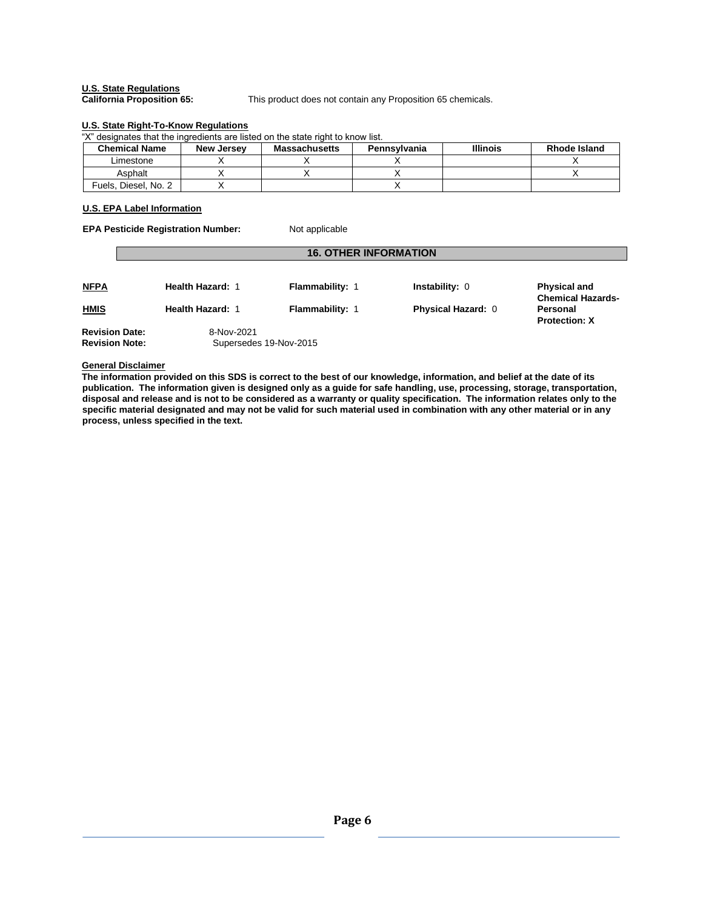**U.S. State Regulations**

**California Proposition 65:** This product does not contain any Proposition 65 chemicals.

**U.S. State Right-To-Know Regulations**

"X" designates that the ingredients are listed on the state right to know list.

| Chemical Name | New Jersey | Massachusetts | Pennsylvania | Illinois | Rhode Island |
|---|---|---|---|---|---|
| Limestone | X | X | X | | X |
| Asphalt | X | X | X | | X |
| Fuels, Diesel, No. 2 | X | | X | | |

**U.S. EPA Label Information**

**EPA Pesticide Registration Number:** Not applicable

## 16. OTHER INFORMATION

| | | | | |
|---|---|---|---|---|
| **NFPA** | **Health Hazard:** 1 | **Flammability:** 1 | **Instability:** 0 | **Physical and Chemical Hazards-** |
| **HMIS** | **Health Hazard:** 1 | **Flammability:** 1 | **Physical Hazard:** 0 | **Personal Protection: X** |

**Revision Date:** 8-Nov-2021

**Revision Note:** Supersedes 19-Nov-2015

**General Disclaimer**

**The information provided on this SDS is correct to the best of our knowledge, information, and belief at the date of its publication. The information given is designed only as a guide for safe handling, use, processing, storage, transportation, disposal and release and is not to be considered as a warranty or quality specification. The information relates only to the specific material designated and may not be valid for such material used in combination with any other material or in any process, unless specified in the text.**